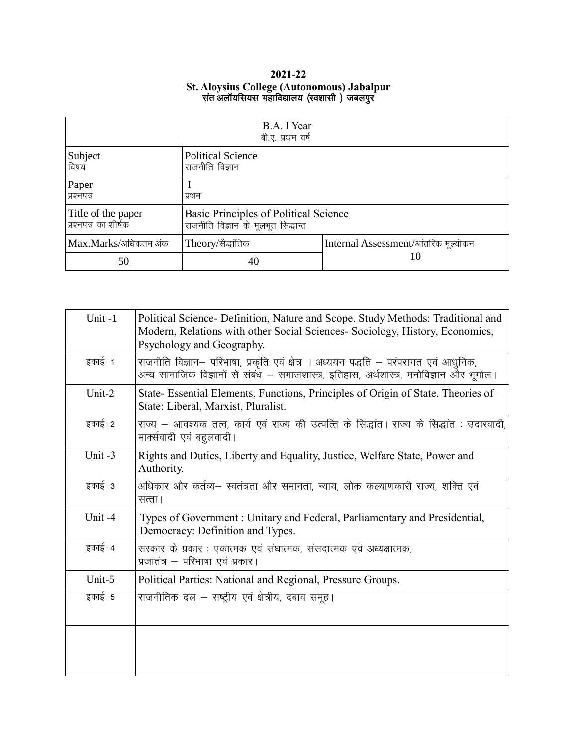**2021-22**
**St. Aloysius College (Autonomous) Jabalpur**
**संत अलॉयसियस महाविद्यालय (स्वशासी ) जबलपुर**

| B.A. I Year<br>बी.ए. प्रथम वर्ष | | |
|---|---|---|
| Subject<br>विषय | Political Science<br>राजनीति विज्ञान | |
| Paper<br>प्रश्नपत्र | I<br>प्रथम | |
| Title of the paper<br>प्रश्नपत्र का शीर्षक | Basic Principles of Political Science<br>राजनीति विज्ञान के मूलभूत सिद्धान्त | |
| Max.Marks/अधिकतम अंक | Theory/सैद्धांतिक | Internal Assessment/आंतरिक मूल्यांकन |
| 50 | 40 | 10 |

| | |
|---|---|
| Unit -1 | Political Science- Definition, Nature and Scope. Study Methods: Traditional and Modern, Relations with other Social Sciences- Sociology, History, Economics, Psychology and Geography. |
| इकाई–1 | राजनीति विज्ञान– परिभाषा, प्रकृति एवं क्षेत्र । अध्ययन पद्धति – परंपरागत एवं आधुनिक, अन्य सामाजिक विज्ञानों से संबंध – समाजशास्त्र, इतिहास, अर्थशास्त्र, मनोविज्ञान और भूगोल। |
| Unit-2 | State- Essential Elements, Functions, Principles of Origin of State. Theories of State: Liberal, Marxist, Pluralist. |
| इकाई–2 | राज्य – आवश्यक तत्व, कार्य एवं राज्य की उत्पत्ति के सिद्धांत। राज्य के सिद्धांत : उदारवादी, मार्क्सवादी एवं बहुलवादी। |
| Unit -3 | Rights and Duties, Liberty and Equality, Justice, Welfare State, Power and Authority. |
| इकाई–3 | अधिकार और कर्तव्य– स्वतंत्रता और समानता, न्याय, लोक कल्याणकारी राज्य, शक्ति एवं सत्ता। |
| Unit -4 | Types of Government : Unitary and Federal, Parliamentary and Presidential, Democracy: Definition and Types. |
| इकाई–4 | सरकार के प्रकार : एकात्मक एवं संघात्मक, संसदात्मक एवं अध्यक्षात्मक, प्रजातंत्र – परिभाषा एवं प्रकार। |
| Unit-5 | Political Parties: National and Regional, Pressure Groups. |
| इकाई–5 | राजनीतिक दल – राष्ट्रीय एवं क्षेत्रीय, दबाव समूह। |
| | |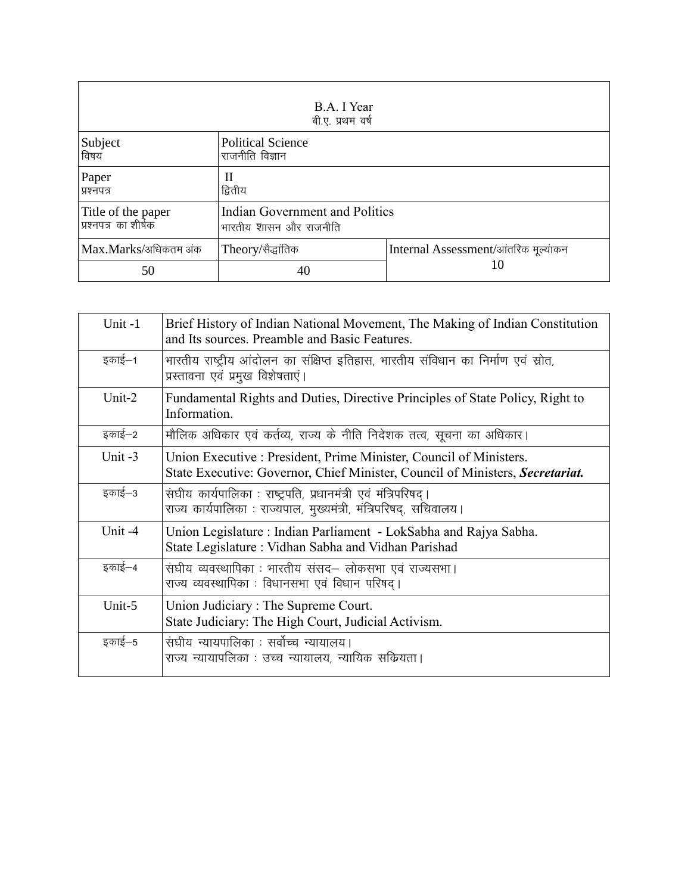| B.A. I Year<br>बी.ए. प्रथम वर्ष | | |
|---|---|---|
| Subject<br>विषय | Political Science<br>राजनीति विज्ञान | |
| Paper<br>प्रश्नपत्र | II<br>द्वितीय | |
| Title of the paper<br>प्रश्नपत्र का शीर्षक | Indian Government and Politics<br>भारतीय शासन और राजनीति | |
| Max.Marks/अधिकतम अंक | Theory/सैद्धांतिक | Internal Assessment/आंतरिक मूल्यांकन |
| 50 | 40 | 10 |

| | |
|---|---|
| Unit -1 | Brief History of Indian National Movement, The Making of Indian Constitution and Its sources. Preamble and Basic Features. |
| इकाई–1 | भारतीय राष्ट्रीय आंदोलन का संक्षिप्त इतिहास, भारतीय संविधान का निर्माण एवं स्रोत, प्रस्तावना एवं प्रमुख विशेषताएं। |
| Unit-2 | Fundamental Rights and Duties, Directive Principles of State Policy, Right to Information. |
| इकाई–2 | मौलिक अधिकार एवं कर्तव्य, राज्य के नीति निदेशक तत्व, सूचना का अधिकार। |
| Unit -3 | Union Executive : President, Prime Minister, Council of Ministers.<br>State Executive: Governor, Chief Minister, Council of Ministers, ***Secretariat.*** |
| इकाई–3 | संघीय कार्यपालिका : राष्ट्रपति, प्रधानमंत्री एवं मंत्रिपरिषद्।<br>राज्य कार्यपालिका : राज्यपाल, मुख्यमंत्री, मंत्रिपरिषद्, सचिवालय। |
| Unit -4 | Union Legislature : Indian Parliament - LokSabha and Rajya Sabha.<br>State Legislature : Vidhan Sabha and Vidhan Parishad |
| इकाई–4 | संघीय व्यवस्थापिका : भारतीय संसद– लोकसभा एवं राज्यसभा।<br>राज्य व्यवस्थापिका : विधानसभा एवं विधान परिषद्। |
| Unit-5 | Union Judiciary : The Supreme Court.<br>State Judiciary: The High Court, Judicial Activism. |
| इकाई–5 | संघीय न्यायपालिका : सर्वोच्च न्यायालय।<br>राज्य न्यायापलिका : उच्च न्यायालय, न्यायिक सक्रियता। |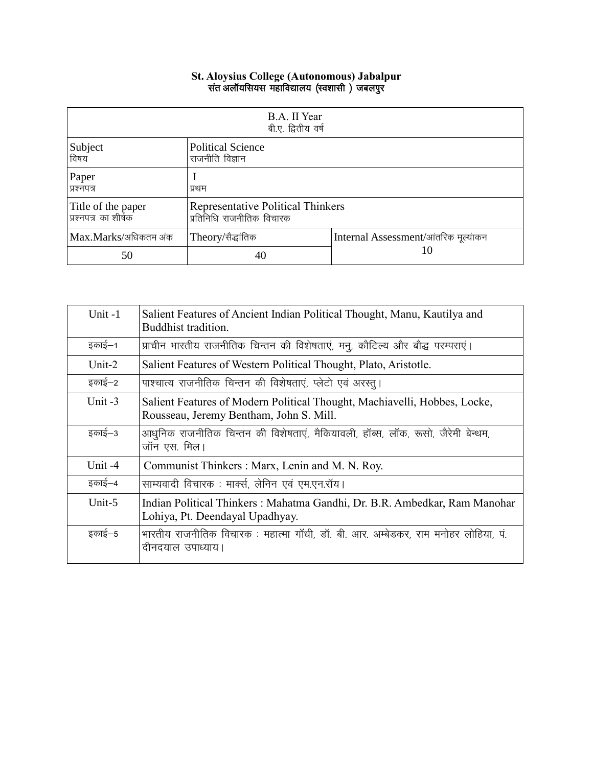**St. Aloysius College (Autonomous) Jabalpur**
**संत अलॉयसियस महाविद्यालय (स्वशासी ) जबलपुर**

| B.A. II Year<br>बी.ए. द्वितीय वर्ष | | |
|---|---|---|
| Subject<br>विषय | Political Science<br>राजनीति विज्ञान | |
| Paper<br>प्रश्नपत्र | I<br>प्रथम | |
| Title of the paper<br>प्रश्नपत्र का शीर्षक | Representative Political Thinkers<br>प्रतिनिधि राजनीतिक विचारक | |
| Max.Marks/अधिकतम अंक | Theory/सैद्धांतिक | Internal Assessment/आंतरिक मूल्यांकन |
| 50 | 40 | 10 |

| | |
|---|---|
| Unit -1 | Salient Features of Ancient Indian Political Thought, Manu, Kautilya and Buddhist tradition. |
| इकाई–1 | प्राचीन भारतीय राजनीतिक चिन्तन की विशेषताएं, मनु, कौटिल्य और बौद्ध परम्पराएं। |
| Unit-2 | Salient Features of Western Political Thought, Plato, Aristotle. |
| इकाई–2 | पाश्चात्य राजनीतिक चिन्तन की विशेषताएं, प्लेटो एवं अरस्तु। |
| Unit -3 | Salient Features of Modern Political Thought, Machiavelli, Hobbes, Locke, Rousseau, Jeremy Bentham, John S. Mill. |
| इकाई–3 | आधुनिक राजनीतिक चिन्तन की विशेषताएं, मैकियावली, हॉब्स, लॉक, रूसो, जैरेमी बेन्थम, जॉन एस. मिल। |
| Unit -4 | Communist Thinkers : Marx, Lenin and M. N. Roy. |
| इकाई–4 | साम्यवादी विचारक : मार्क्स, लेनिन एवं एम.एन.रॉय। |
| Unit-5 | Indian Political Thinkers : Mahatma Gandhi, Dr. B.R. Ambedkar, Ram Manohar Lohiya, Pt. Deendayal Upadhyay. |
| इकाई–5 | भारतीय राजनीतिक विचारक : महात्मा गॉधी, डॉ. बी. आर. अम्बेडकर, राम मनोहर लोहिया, पं. दीनदयाल उपाध्याय। |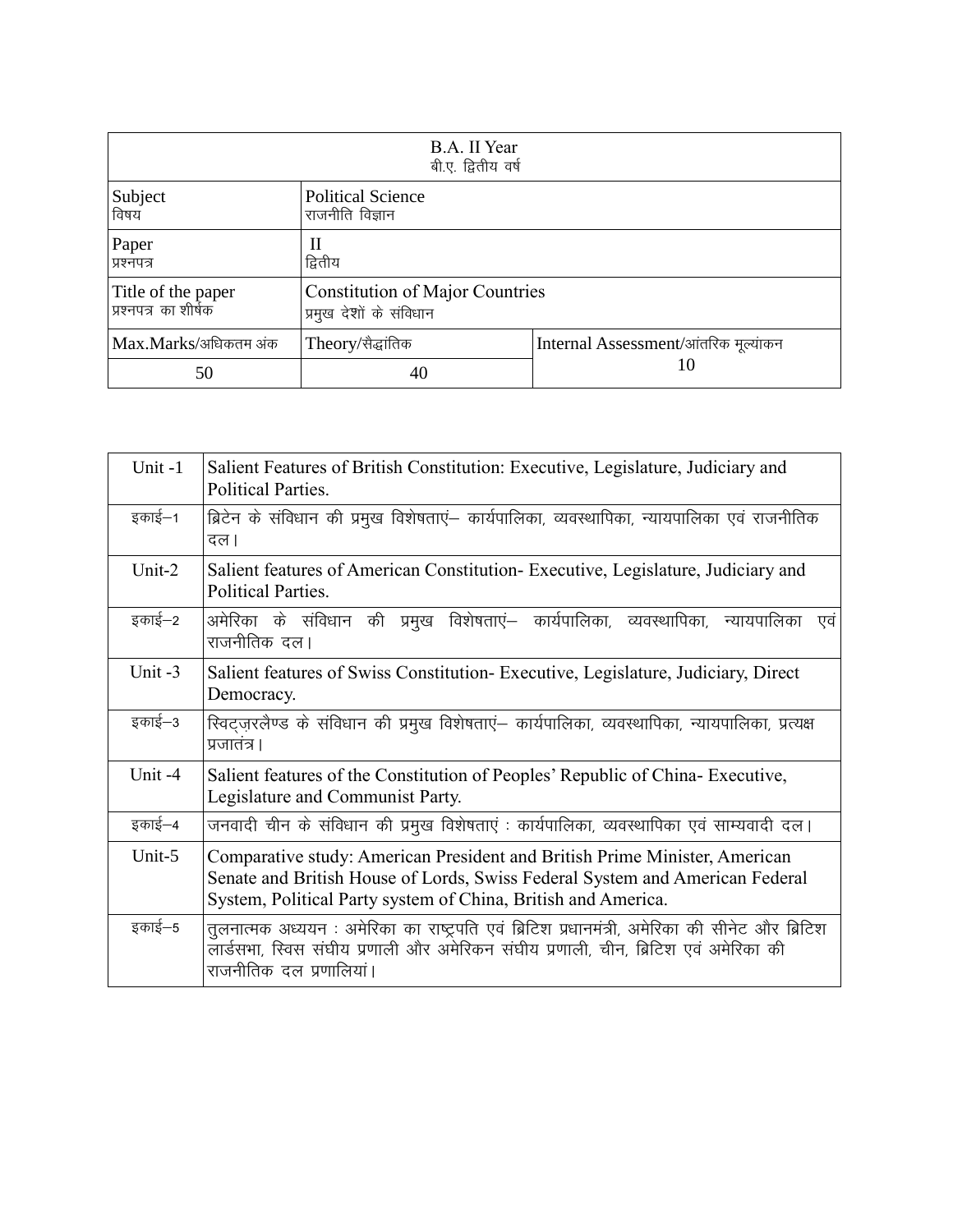| B.A. II Year<br>बी.ए. द्वितीय वर्ष | | |
|---|---|---|
| Subject<br>विषय | Political Science<br>राजनीति विज्ञान | |
| Paper<br>प्रश्नपत्र | II<br>द्वितीय | |
| Title of the paper<br>प्रश्नपत्र का शीर्षक | Constitution of Major Countries<br>प्रमुख देशों के संविधान | |
| Max.Marks/अधिकतम अंक | Theory/सैद्धांतिक | Internal Assessment/आंतरिक मूल्यांकन |
| 50 | 40 | 10 |

| | |
|---|---|
| Unit -1 | Salient Features of British Constitution: Executive, Legislature, Judiciary and Political Parties. |
| इकाई–1 | ब्रिटेन के संविधान की प्रमुख विशेषताएं– कार्यपालिका, व्यवस्थापिका, न्यायपालिका एवं राजनीतिक दल। |
| Unit-2 | Salient features of American Constitution- Executive, Legislature, Judiciary and Political Parties. |
| इकाई–2 | अमेरिका के संविधान की प्रमुख विशेषताएं– कार्यपालिका, व्यवस्थापिका, न्यायपालिका एवं राजनीतिक दल। |
| Unit -3 | Salient features of Swiss Constitution- Executive, Legislature, Judiciary, Direct Democracy. |
| इकाई–3 | स्विट्ज़रलैण्ड के संविधान की प्रमुख विशेषताएं– कार्यपालिका, व्यवस्थापिका, न्यायपालिका, प्रत्यक्ष प्रजातंत्र। |
| Unit -4 | Salient features of the Constitution of Peoples' Republic of China- Executive, Legislature and Communist Party. |
| इकाई–4 | जनवादी चीन के संविधान की प्रमुख विशेषताएं : कार्यपालिका, व्यवस्थापिका एवं साम्यवादी दल। |
| Unit-5 | Comparative study: American President and British Prime Minister, American Senate and British House of Lords, Swiss Federal System and American Federal System, Political Party system of China, British and America. |
| इकाई–5 | तुलनात्मक अध्ययन : अमेरिका का राष्ट्रपति एवं ब्रिटिश प्रधानमंत्री, अमेरिका की सीनेट और ब्रिटिश लार्डसभा, स्विस संघीय प्रणाली और अमेरिकन संघीय प्रणाली, चीन, ब्रिटिश एवं अमेरिका की राजनीतिक दल प्रणालियां। |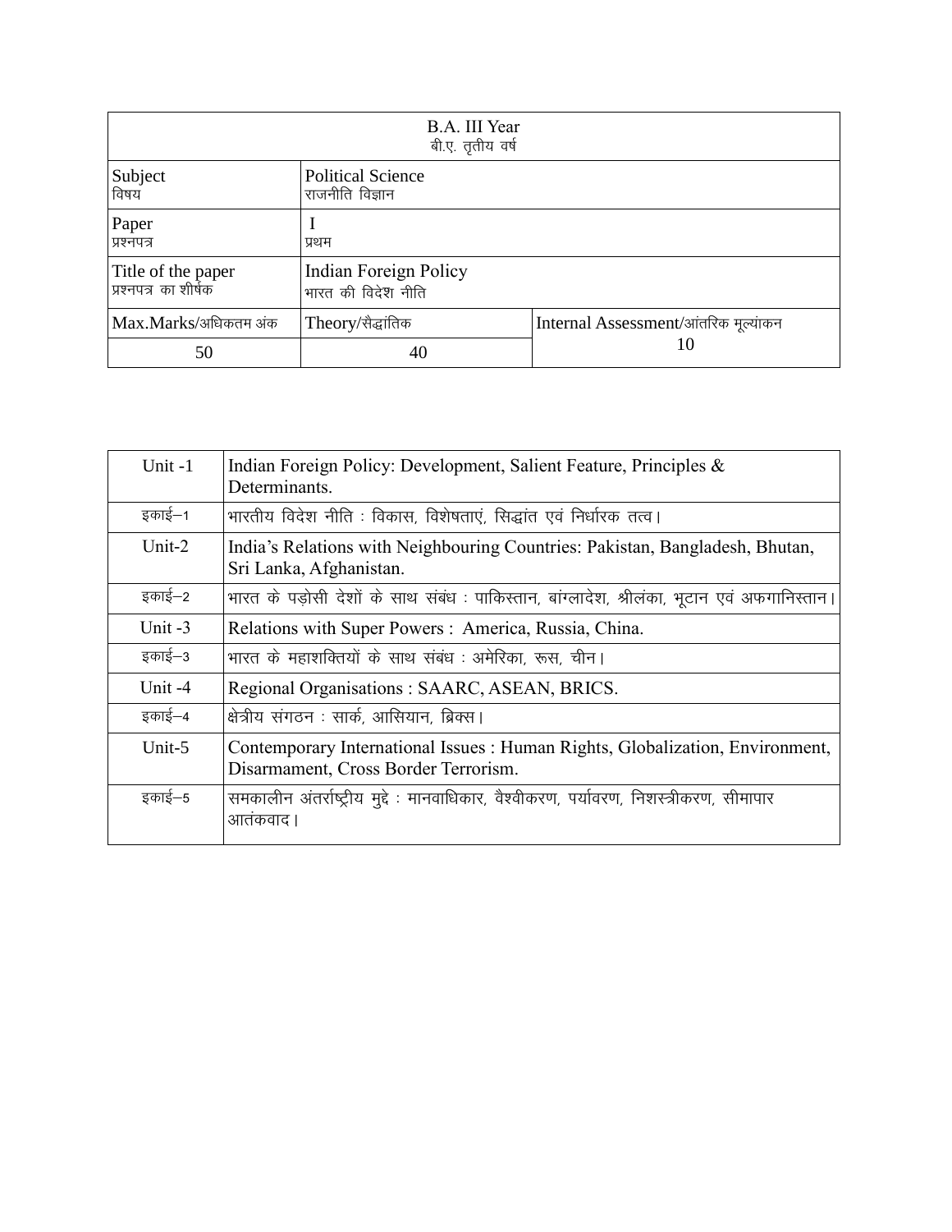| B.A. III Year<br>बी.ए. तृतीय वर्ष | | |
|---|---|---|
| Subject<br>विषय | Political Science<br>राजनीति विज्ञान | |
| Paper<br>प्रश्नपत्र | I<br>प्रथम | |
| Title of the paper<br>प्रश्नपत्र का शीर्षक | Indian Foreign Policy<br>भारत की विदेश नीति | |
| Max.Marks/अधिकतम अंक | Theory/सैद्धांतिक | Internal Assessment/आंतरिक मूल्यांकन |
| 50 | 40 | 10 |

| | |
|---|---|
| Unit -1 | Indian Foreign Policy: Development, Salient Feature, Principles & Determinants. |
| इकाई–1 | भारतीय विदेश नीति : विकास, विशेषताएं, सिद्धांत एवं निर्धारक तत्व। |
| Unit-2 | India's Relations with Neighbouring Countries: Pakistan, Bangladesh, Bhutan, Sri Lanka, Afghanistan. |
| इकाई–2 | भारत के पड़ोसी देशों के साथ संबंध : पाकिस्तान, बांग्लादेश, श्रीलंका, भूटान एवं अफगानिस्तान। |
| Unit -3 | Relations with Super Powers : America, Russia, China. |
| इकाई–3 | भारत के महाशक्तियों के साथ संबंध : अमेरिका, रूस, चीन। |
| Unit -4 | Regional Organisations : SAARC, ASEAN, BRICS. |
| इकाई–4 | क्षेत्रीय संगठन : सार्क, आसियान, ब्रिक्स। |
| Unit-5 | Contemporary International Issues : Human Rights, Globalization, Environment, Disarmament, Cross Border Terrorism. |
| इकाई–5 | समकालीन अंतर्राष्ट्रीय मुद्दे : मानवाधिकार, वैश्वीकरण, पर्यावरण, निशस्त्रीकरण, सीमापार आतंकवाद। |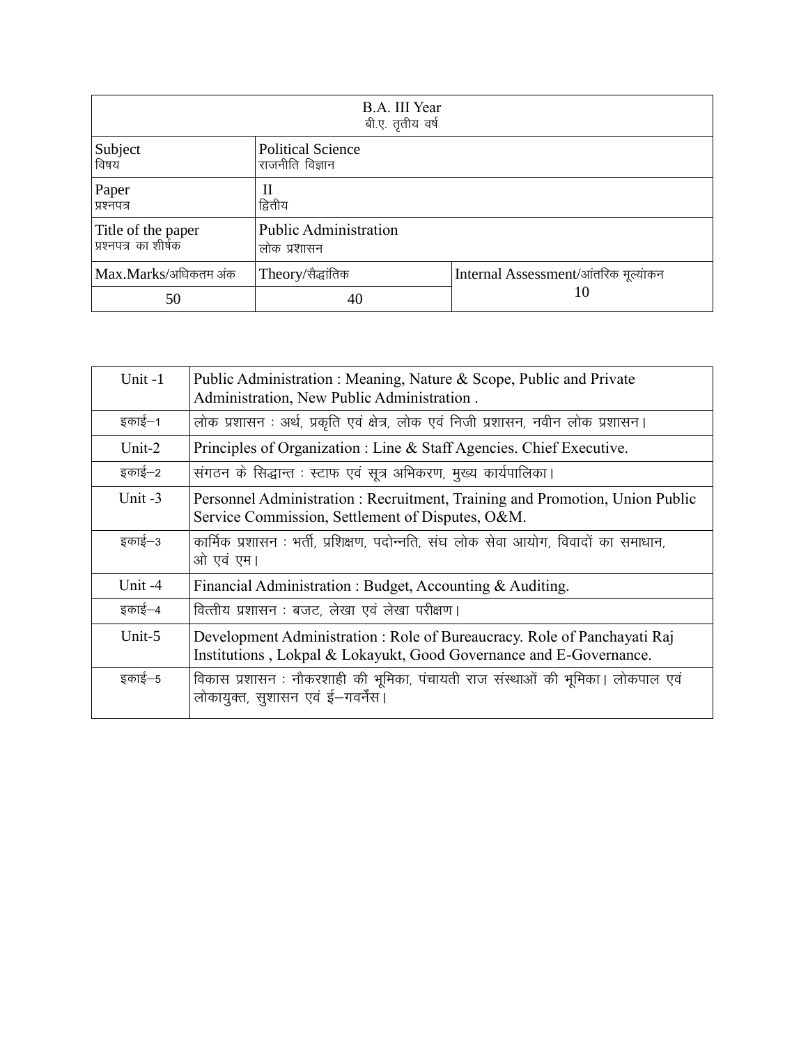| B.A. III Year<br>बी.ए. तृतीय वर्ष | | |
|---|---|---|
| Subject<br>विषय | Political Science<br>राजनीति विज्ञान | |
| Paper<br>प्रश्नपत्र | II<br>द्वितीय | |
| Title of the paper<br>प्रश्नपत्र का शीर्षक | Public Administration<br>लोक प्रशासन | |
| Max.Marks/अधिकतम अंक | Theory/सैद्धांतिक | Internal Assessment/आंतरिक मूल्यांकन |
| 50 | 40 | 10 |

| | |
|---|---|
| Unit -1 | Public Administration : Meaning, Nature & Scope, Public and Private Administration, New Public Administration . |
| इकाई–1 | लोक प्रशासन : अर्थ, प्रकृति एवं क्षेत्र, लोक एवं निजी प्रशासन, नवीन लोक प्रशासन। |
| Unit-2 | Principles of Organization : Line & Staff Agencies. Chief Executive. |
| इकाई–2 | संगठन के सिद्धान्त : स्टाफ एवं सूत्र अभिकरण, मुख्य कार्यपालिका। |
| Unit -3 | Personnel Administration : Recruitment, Training and Promotion, Union Public Service Commission, Settlement of Disputes, O&M. |
| इकाई–3 | कार्मिक प्रशासन : भर्ती, प्रशिक्षण, पदोन्नति, संघ लोक सेवा आयोग, विवादों का समाधान, ओ एवं एम। |
| Unit -4 | Financial Administration : Budget, Accounting & Auditing. |
| इकाई–4 | वित्तीय प्रशासन : बजट, लेखा एवं लेखा परीक्षण। |
| Unit-5 | Development Administration : Role of Bureaucracy. Role of Panchayati Raj Institutions , Lokpal & Lokayukt, Good Governance and E-Governance. |
| इकाई–5 | विकास प्रशासन : नौकरशाही की भूमिका, पंचायती राज संस्थाओं की भूमिका। लोकपाल एवं लोकायुक्त, सुशासन एवं ई–गवर्नेंस। |